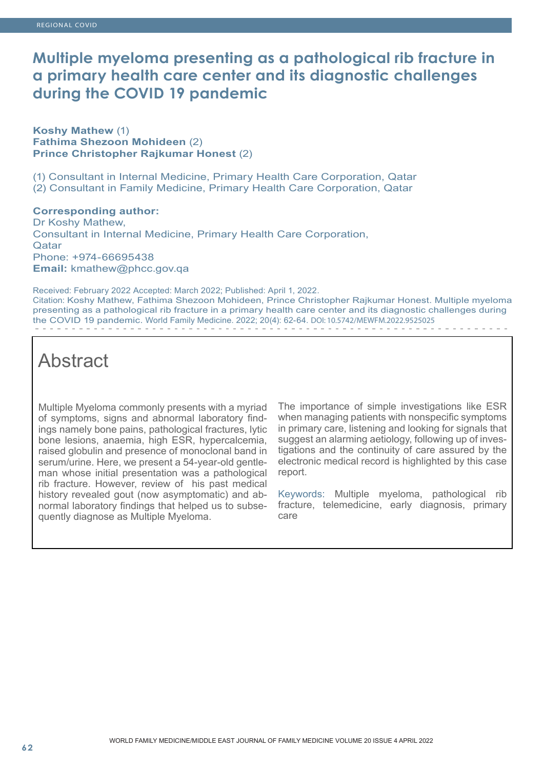# Multiple myeloma presenting as a pathological rib fracture in a primary health care center and its diagnostic challenges during the COVID 19 pandemic

**Koshy Mathew** (1)
**Fathima Shezoon Mohideen** (2)
**Prince Christopher Rajkumar Honest** (2)

(1) Consultant in Internal Medicine, Primary Health Care Corporation, Qatar
(2) Consultant in Family Medicine, Primary Health Care Corporation, Qatar

**Corresponding author:**
Dr Koshy Mathew,
Consultant in Internal Medicine, Primary Health Care Corporation, Qatar
Phone: +974-66695438
**Email:** kmathew@phcc.gov.qa

Received: February 2022 Accepted: March 2022; Published: April 1, 2022.
Citation: Koshy Mathew, Fathima Shezoon Mohideen, Prince Christopher Rajkumar Honest. Multiple myeloma presenting as a pathological rib fracture in a primary health care center and its diagnostic challenges during the COVID 19 pandemic. World Family Medicine. 2022; 20(4): 62-64. DOI: 10.5742/MEWFM.2022.9525025

## Abstract

Multiple Myeloma commonly presents with a myriad of symptoms, signs and abnormal laboratory findings namely bone pains, pathological fractures, lytic bone lesions, anaemia, high ESR, hypercalcemia, raised globulin and presence of monoclonal band in serum/urine. Here, we present a 54-year-old gentleman whose initial presentation was a pathological rib fracture. However, review of his past medical history revealed gout (now asymptomatic) and abnormal laboratory findings that helped us to subsequently diagnose as Multiple Myeloma.

The importance of simple investigations like ESR when managing patients with nonspecific symptoms in primary care, listening and looking for signals that suggest an alarming aetiology, following up of investigations and the continuity of care assured by the electronic medical record is highlighted by this case report.

Keywords: Multiple myeloma, pathological rib fracture, telemedicine, early diagnosis, primary care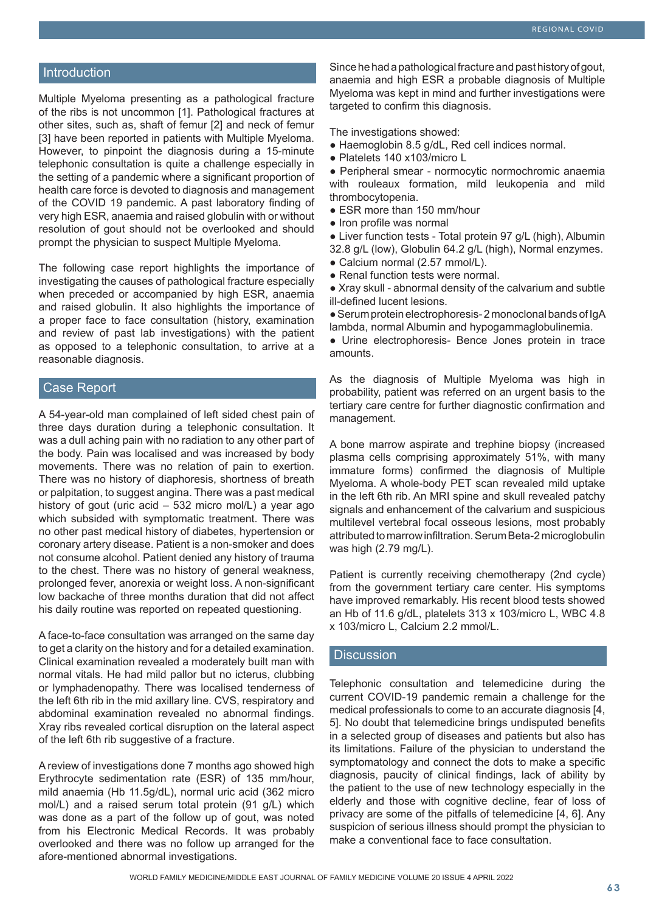## Introduction

Multiple Myeloma presenting as a pathological fracture of the ribs is not uncommon [1]. Pathological fractures at other sites, such as, shaft of femur [2] and neck of femur [3] have been reported in patients with Multiple Myeloma. However, to pinpoint the diagnosis during a 15-minute telephonic consultation is quite a challenge especially in the setting of a pandemic where a significant proportion of health care force is devoted to diagnosis and management of the COVID 19 pandemic. A past laboratory finding of very high ESR, anaemia and raised globulin with or without resolution of gout should not be overlooked and should prompt the physician to suspect Multiple Myeloma.

The following case report highlights the importance of investigating the causes of pathological fracture especially when preceded or accompanied by high ESR, anaemia and raised globulin. It also highlights the importance of a proper face to face consultation (history, examination and review of past lab investigations) with the patient as opposed to a telephonic consultation, to arrive at a reasonable diagnosis.

## Case Report

A 54-year-old man complained of left sided chest pain of three days duration during a telephonic consultation. It was a dull aching pain with no radiation to any other part of the body. Pain was localised and was increased by body movements. There was no relation of pain to exertion. There was no history of diaphoresis, shortness of breath or palpitation, to suggest angina. There was a past medical history of gout (uric acid – 532 micro mol/L) a year ago which subsided with symptomatic treatment. There was no other past medical history of diabetes, hypertension or coronary artery disease. Patient is a non-smoker and does not consume alcohol. Patient denied any history of trauma to the chest. There was no history of general weakness, prolonged fever, anorexia or weight loss. A non-significant low backache of three months duration that did not affect his daily routine was reported on repeated questioning.

A face-to-face consultation was arranged on the same day to get a clarity on the history and for a detailed examination. Clinical examination revealed a moderately built man with normal vitals. He had mild pallor but no icterus, clubbing or lymphadenopathy. There was localised tenderness of the left 6th rib in the mid axillary line. CVS, respiratory and abdominal examination revealed no abnormal findings. Xray ribs revealed cortical disruption on the lateral aspect of the left 6th rib suggestive of a fracture.

A review of investigations done 7 months ago showed high Erythrocyte sedimentation rate (ESR) of 135 mm/hour, mild anaemia (Hb 11.5g/dL), normal uric acid (362 micro mol/L) and a raised serum total protein (91 g/L) which was done as a part of the follow up of gout, was noted from his Electronic Medical Records. It was probably overlooked and there was no follow up arranged for the afore-mentioned abnormal investigations.

Since he had a pathological fracture and past history of gout, anaemia and high ESR a probable diagnosis of Multiple Myeloma was kept in mind and further investigations were targeted to confirm this diagnosis.

The investigations showed:

- Haemoglobin 8.5 g/dL, Red cell indices normal.
- Platelets 140 x103/micro L
- Peripheral smear - normocytic normochromic anaemia with rouleaux formation, mild leukopenia and mild thrombocytopenia.
- ESR more than 150 mm/hour
- Iron profile was normal
- Liver function tests - Total protein 97 g/L (high), Albumin 32.8 g/L (low), Globulin 64.2 g/L (high), Normal enzymes.
- Calcium normal (2.57 mmol/L).
- Renal function tests were normal.
- Xray skull - abnormal density of the calvarium and subtle ill-defined lucent lesions.
- Serum protein electrophoresis- 2 monoclonal bands of IgA lambda, normal Albumin and hypogammaglobulinemia.
- Urine electrophoresis- Bence Jones protein in trace amounts.

As the diagnosis of Multiple Myeloma was high in probability, patient was referred on an urgent basis to the tertiary care centre for further diagnostic confirmation and management.

A bone marrow aspirate and trephine biopsy (increased plasma cells comprising approximately 51%, with many immature forms) confirmed the diagnosis of Multiple Myeloma. A whole-body PET scan revealed mild uptake in the left 6th rib. An MRI spine and skull revealed patchy signals and enhancement of the calvarium and suspicious multilevel vertebral focal osseous lesions, most probably attributed to marrow infiltration. Serum Beta-2 microglobulin was high (2.79 mg/L).

Patient is currently receiving chemotherapy (2nd cycle) from the government tertiary care center. His symptoms have improved remarkably. His recent blood tests showed an Hb of 11.6 g/dL, platelets 313 x 103/micro L, WBC 4.8 x 103/micro L, Calcium 2.2 mmol/L.

## Discussion

Telephonic consultation and telemedicine during the current COVID-19 pandemic remain a challenge for the medical professionals to come to an accurate diagnosis [4, 5]. No doubt that telemedicine brings undisputed benefits in a selected group of diseases and patients but also has its limitations. Failure of the physician to understand the symptomatology and connect the dots to make a specific diagnosis, paucity of clinical findings, lack of ability by the patient to the use of new technology especially in the elderly and those with cognitive decline, fear of loss of privacy are some of the pitfalls of telemedicine [4, 6]. Any suspicion of serious illness should prompt the physician to make a conventional face to face consultation.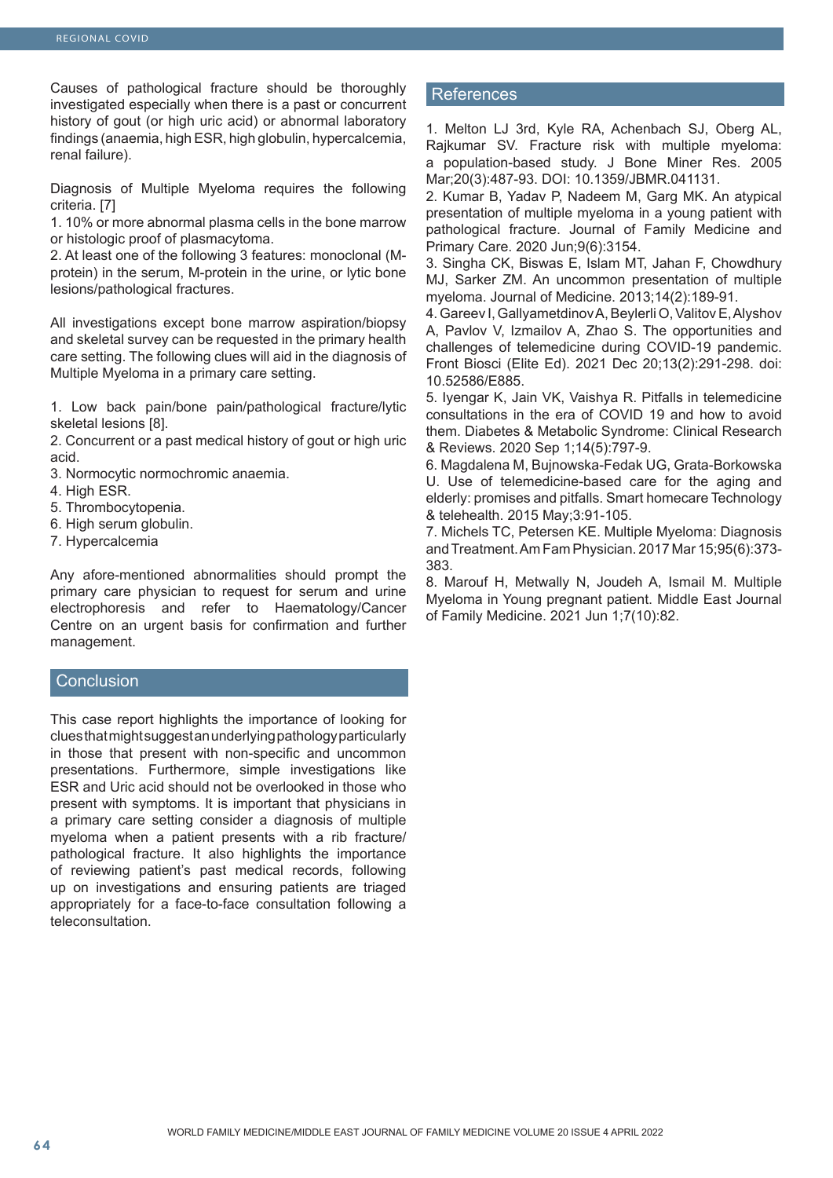Causes of pathological fracture should be thoroughly investigated especially when there is a past or concurrent history of gout (or high uric acid) or abnormal laboratory findings (anaemia, high ESR, high globulin, hypercalcemia, renal failure).

Diagnosis of Multiple Myeloma requires the following criteria. [7]
1. 10% or more abnormal plasma cells in the bone marrow or histologic proof of plasmacytoma.
2. At least one of the following 3 features: monoclonal (M-protein) in the serum, M-protein in the urine, or lytic bone lesions/pathological fractures.

All investigations except bone marrow aspiration/biopsy and skeletal survey can be requested in the primary health care setting. The following clues will aid in the diagnosis of Multiple Myeloma in a primary care setting.

1. Low back pain/bone pain/pathological fracture/lytic skeletal lesions [8].
2. Concurrent or a past medical history of gout or high uric acid.
3. Normocytic normochromic anaemia.
4. High ESR.
5. Thrombocytopenia.
6. High serum globulin.
7. Hypercalcemia

Any afore-mentioned abnormalities should prompt the primary care physician to request for serum and urine electrophoresis and refer to Haematology/Cancer Centre on an urgent basis for confirmation and further management.

## Conclusion

This case report highlights the importance of looking for clues that might suggest an underlying pathology particularly in those that present with non-specific and uncommon presentations. Furthermore, simple investigations like ESR and Uric acid should not be overlooked in those who present with symptoms. It is important that physicians in a primary care setting consider a diagnosis of multiple myeloma when a patient presents with a rib fracture/pathological fracture. It also highlights the importance of reviewing patient's past medical records, following up on investigations and ensuring patients are triaged appropriately for a face-to-face consultation following a teleconsultation.

## References

1. Melton LJ 3rd, Kyle RA, Achenbach SJ, Oberg AL, Rajkumar SV. Fracture risk with multiple myeloma: a population-based study. J Bone Miner Res. 2005 Mar;20(3):487-93. DOI: 10.1359/JBMR.041131.
2. Kumar B, Yadav P, Nadeem M, Garg MK. An atypical presentation of multiple myeloma in a young patient with pathological fracture. Journal of Family Medicine and Primary Care. 2020 Jun;9(6):3154.
3. Singha CK, Biswas E, Islam MT, Jahan F, Chowdhury MJ, Sarker ZM. An uncommon presentation of multiple myeloma. Journal of Medicine. 2013;14(2):189-91.
4. Gareev I, Gallyametdinov A, Beylerli O, Valitov E, Alyshov A, Pavlov V, Izmailov A, Zhao S. The opportunities and challenges of telemedicine during COVID-19 pandemic. Front Biosci (Elite Ed). 2021 Dec 20;13(2):291-298. doi: 10.52586/E885.
5. Iyengar K, Jain VK, Vaishya R. Pitfalls in telemedicine consultations in the era of COVID 19 and how to avoid them. Diabetes & Metabolic Syndrome: Clinical Research & Reviews. 2020 Sep 1;14(5):797-9.
6. Magdalena M, Bujnowska-Fedak UG, Grata-Borkowska U. Use of telemedicine-based care for the aging and elderly: promises and pitfalls. Smart homecare Technology & telehealth. 2015 May;3:91-105.
7. Michels TC, Petersen KE. Multiple Myeloma: Diagnosis and Treatment. Am Fam Physician. 2017 Mar 15;95(6):373-383.
8. Marouf H, Metwally N, Joudeh A, Ismail M. Multiple Myeloma in Young pregnant patient. Middle East Journal of Family Medicine. 2021 Jun 1;7(10):82.